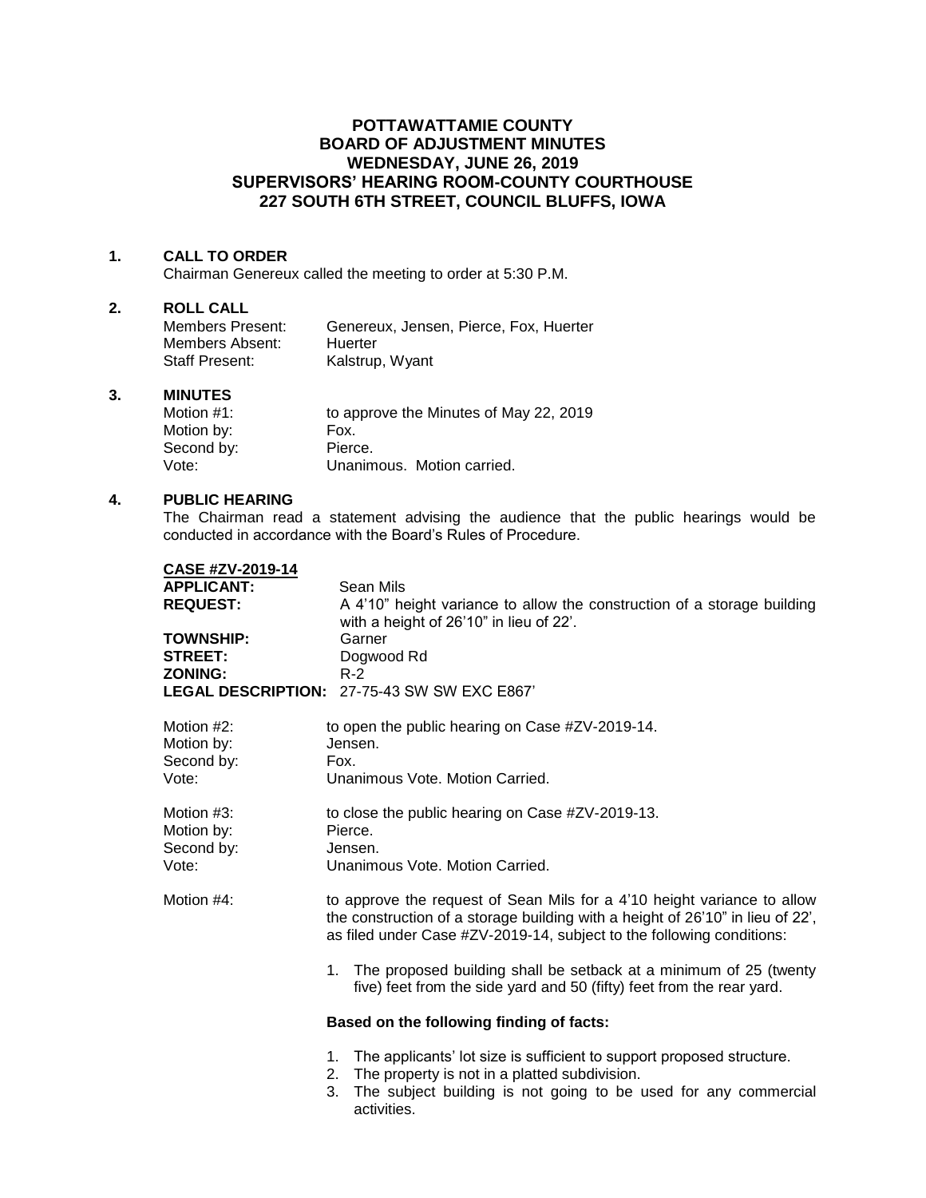# POTTAWATTAMIE COUNTY
# BOARD OF ADJUSTMENT MINUTES
# WEDNESDAY, JUNE 26, 2019
# SUPERVISORS' HEARING ROOM-COUNTY COURTHOUSE
# 227 SOUTH 6TH STREET, COUNCIL BLUFFS, IOWA

## 1. CALL TO ORDER

Chairman Genereux called the meeting to order at 5:30 P.M.

## 2. ROLL CALL

| | |
|---|---|
| Members Present: | Genereux, Jensen, Pierce, Fox, Huerter |
| Members Absent: | Huerter |
| Staff Present: | Kalstrup, Wyant |

## 3. MINUTES

| | |
|---|---|
| Motion #1: | to approve the Minutes of May 22, 2019 |
| Motion by: | Fox. |
| Second by: | Pierce. |
| Vote: | Unanimous. Motion carried. |

## 4. PUBLIC HEARING

The Chairman read a statement advising the audience that the public hearings would be conducted in accordance with the Board's Rules of Procedure.

**CASE #ZV-2019-14**

| | |
|---|---|
| **APPLICANT:** | Sean Mils |
| **REQUEST:** | A 4'10" height variance to allow the construction of a storage building with a height of 26'10" in lieu of 22'. |
| **TOWNSHIP:** | Garner |
| **STREET:** | Dogwood Rd |
| **ZONING:** | R-2 |
| **LEGAL DESCRIPTION:** | 27-75-43 SW SW EXC E867' |

| | |
|---|---|
| Motion #2: | to open the public hearing on Case #ZV-2019-14. |
| Motion by: | Jensen. |
| Second by: | Fox. |
| Vote: | Unanimous Vote. Motion Carried. |

| | |
|---|---|
| Motion #3: | to close the public hearing on Case #ZV-2019-13. |
| Motion by: | Pierce. |
| Second by: | Jensen. |
| Vote: | Unanimous Vote. Motion Carried. |

Motion #4: to approve the request of Sean Mils for a 4'10 height variance to allow the construction of a storage building with a height of 26'10" in lieu of 22', as filed under Case #ZV-2019-14, subject to the following conditions:

1. The proposed building shall be setback at a minimum of 25 (twenty five) feet from the side yard and 50 (fifty) feet from the rear yard.

**Based on the following finding of facts:**

1. The applicants' lot size is sufficient to support proposed structure.
2. The property is not in a platted subdivision.
3. The subject building is not going to be used for any commercial activities.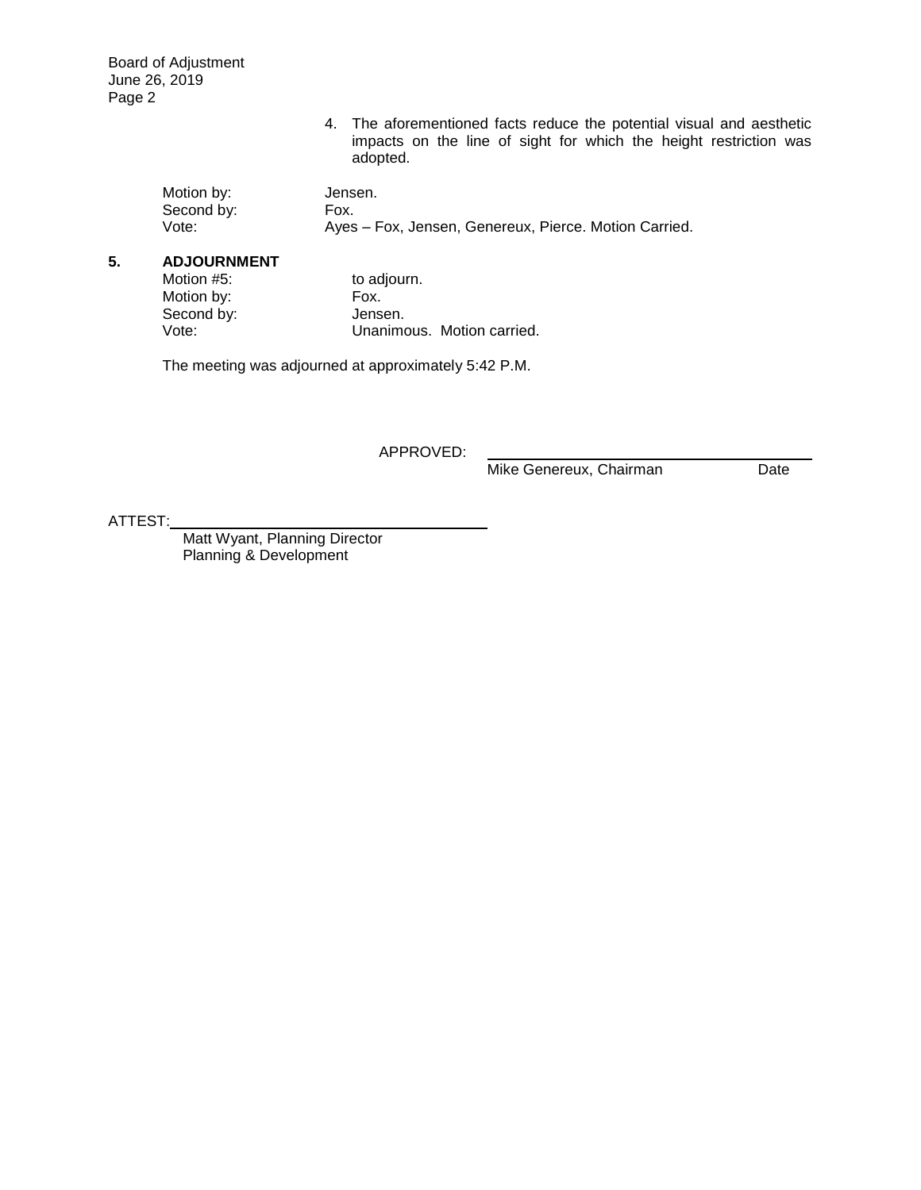4. The aforementioned facts reduce the potential visual and aesthetic impacts on the line of sight for which the height restriction was adopted.

Motion by: Jensen.
Second by: Fox.
Vote: Ayes – Fox, Jensen, Genereux, Pierce. Motion Carried.

**5. ADJOURNMENT**

Motion #5: to adjourn.
Motion by: Fox.
Second by: Jensen.
Vote: Unanimous. Motion carried.

The meeting was adjourned at approximately 5:42 P.M.

APPROVED: \_\_\_\_\_\_\_\_\_\_\_\_\_\_\_\_\_\_\_\_\_\_\_\_\_\_\_\_\_\_
Mike Genereux, Chairman Date

ATTEST: \_\_\_\_\_\_\_\_\_\_\_\_\_\_\_\_\_\_\_\_\_\_\_\_\_\_\_\_\_\_
Matt Wyant, Planning Director
Planning & Development